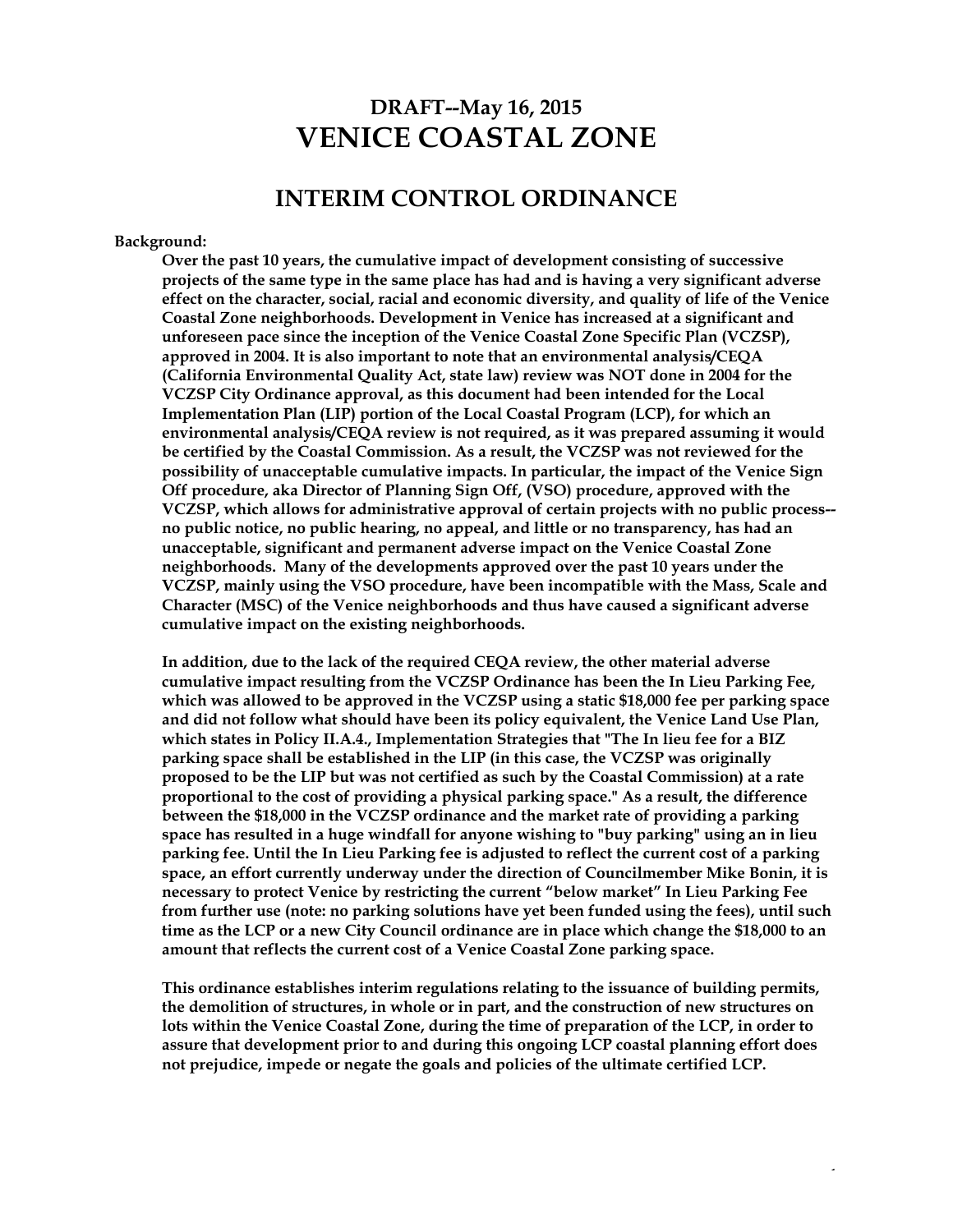# DRAFT--May 16, 2015

# VENICE COASTAL ZONE

## INTERIM CONTROL ORDINANCE

**Background:**

**Over the past 10 years, the cumulative impact of development consisting of successive projects of the same type in the same place has had and is having a very significant adverse effect on the character, social, racial and economic diversity, and quality of life of the Venice Coastal Zone neighborhoods. Development in Venice has increased at a significant and unforeseen pace since the inception of the Venice Coastal Zone Specific Plan (VCZSP), approved in 2004. It is also important to note that an environmental analysis/CEQA (California Environmental Quality Act, state law) review was NOT done in 2004 for the VCZSP City Ordinance approval, as this document had been intended for the Local Implementation Plan (LIP) portion of the Local Coastal Program (LCP), for which an environmental analysis/CEQA review is not required, as it was prepared assuming it would be certified by the Coastal Commission. As a result, the VCZSP was not reviewed for the possibility of unacceptable cumulative impacts. In particular, the impact of the Venice Sign Off procedure, aka Director of Planning Sign Off, (VSO) procedure, approved with the VCZSP, which allows for administrative approval of certain projects with no public process--no public notice, no public hearing, no appeal, and little or no transparency, has had an unacceptable, significant and permanent adverse impact on the Venice Coastal Zone neighborhoods. Many of the developments approved over the past 10 years under the VCZSP, mainly using the VSO procedure, have been incompatible with the Mass, Scale and Character (MSC) of the Venice neighborhoods and thus have caused a significant adverse cumulative impact on the existing neighborhoods.**

**In addition, due to the lack of the required CEQA review, the other material adverse cumulative impact resulting from the VCZSP Ordinance has been the In Lieu Parking Fee, which was allowed to be approved in the VCZSP using a static $18,000 fee per parking space and did not follow what should have been its policy equivalent, the Venice Land Use Plan, which states in Policy II.A.4., Implementation Strategies that "The In lieu fee for a BIZ parking space shall be established in the LIP (in this case, the VCZSP was originally proposed to be the LIP but was not certified as such by the Coastal Commission) at a rate proportional to the cost of providing a physical parking space." As a result, the difference between the $18,000 in the VCZSP ordinance and the market rate of providing a parking space has resulted in a huge windfall for anyone wishing to "buy parking" using an in lieu parking fee. Until the In Lieu Parking fee is adjusted to reflect the current cost of a parking space, an effort currently underway under the direction of Councilmember Mike Bonin, it is necessary to protect Venice by restricting the current "below market" In Lieu Parking Fee from further use (note: no parking solutions have yet been funded using the fees), until such time as the LCP or a new City Council ordinance are in place which change the $18,000 to an amount that reflects the current cost of a Venice Coastal Zone parking space.**

**This ordinance establishes interim regulations relating to the issuance of building permits, the demolition of structures, in whole or in part, and the construction of new structures on lots within the Venice Coastal Zone, during the time of preparation of the LCP, in order to assure that development prior to and during this ongoing LCP coastal planning effort does not prejudice, impede or negate the goals and policies of the ultimate certified LCP.**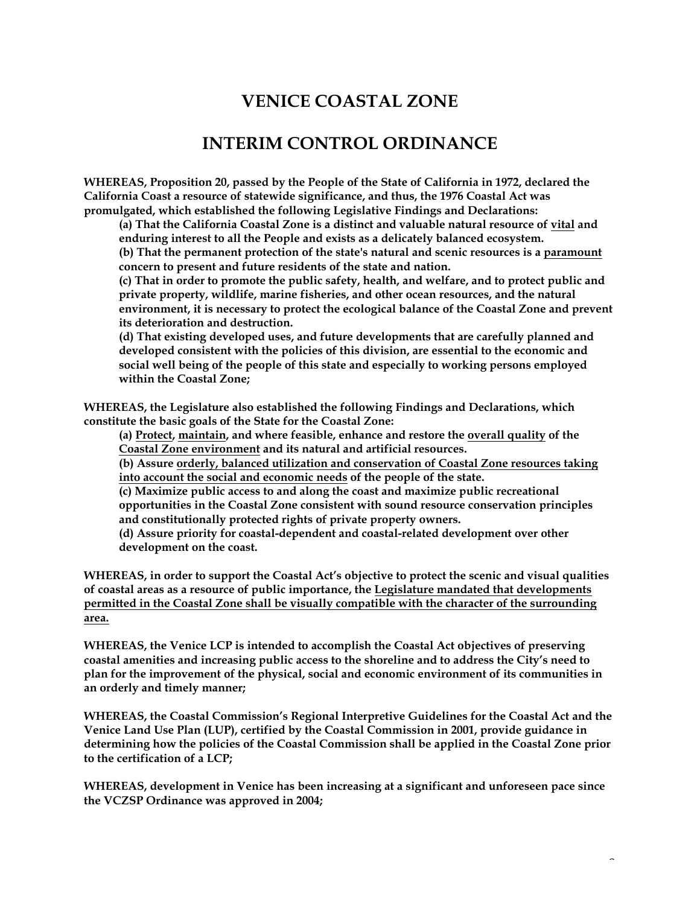# VENICE COASTAL ZONE

# INTERIM CONTROL ORDINANCE

**WHEREAS, Proposition 20, passed by the People of the State of California in 1972, declared the California Coast a resource of statewide significance, and thus, the 1976 Coastal Act was promulgated, which established the following Legislative Findings and Declarations:**

> **(a) That the California Coastal Zone is a distinct and valuable natural resource of <u>vital</u> and enduring interest to all the People and exists as a delicately balanced ecosystem.**
>
> **(b) That the permanent protection of the state's natural and scenic resources is a <u>paramount</u> concern to present and future residents of the state and nation.**
>
> **(c) That in order to promote the public safety, health, and welfare, and to protect public and private property, wildlife, marine fisheries, and other ocean resources, and the natural environment, it is necessary to protect the ecological balance of the Coastal Zone and prevent its deterioration and destruction.**
>
> **(d) That existing developed uses, and future developments that are carefully planned and developed consistent with the policies of this division, are essential to the economic and social well being of the people of this state and especially to working persons employed within the Coastal Zone;**

**WHEREAS, the Legislature also established the following Findings and Declarations, which constitute the basic goals of the State for the Coastal Zone:**

> **(a) <u>Protect</u>, <u>maintain</u>, and where feasible, enhance and restore the <u>overall quality</u> of the <u>Coastal Zone environment</u> and its natural and artificial resources.**
>
> **(b) Assure <u>orderly, balanced utilization and conservation of Coastal Zone resources taking into account the social and economic needs</u> of the people of the state.**
>
> **(c) Maximize public access to and along the coast and maximize public recreational opportunities in the Coastal Zone consistent with sound resource conservation principles and constitutionally protected rights of private property owners.**
>
> **(d) Assure priority for coastal-dependent and coastal-related development over other development on the coast.**

**WHEREAS, in order to support the Coastal Act's objective to protect the scenic and visual qualities of coastal areas as a resource of public importance, the <u>Legislature mandated that developments permitted in the Coastal Zone shall be visually compatible with the character of the surrounding area.</u>**

**WHEREAS, the Venice LCP is intended to accomplish the Coastal Act objectives of preserving coastal amenities and increasing public access to the shoreline and to address the City's need to plan for the improvement of the physical, social and economic environment of its communities in an orderly and timely manner;**

**WHEREAS, the Coastal Commission's Regional Interpretive Guidelines for the Coastal Act and the Venice Land Use Plan (LUP), certified by the Coastal Commission in 2001, provide guidance in determining how the policies of the Coastal Commission shall be applied in the Coastal Zone prior to the certification of a LCP;**

**WHEREAS, development in Venice has been increasing at a significant and unforeseen pace since the VCZSP Ordinance was approved in 2004;**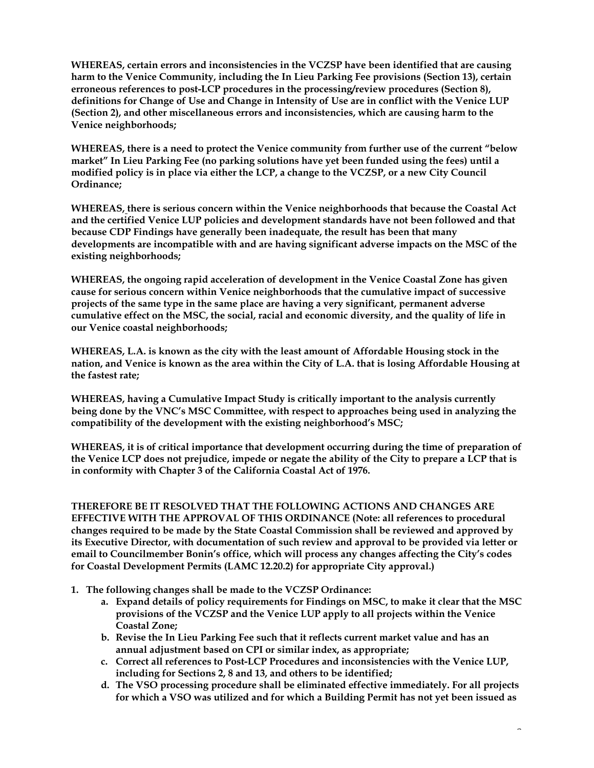**WHEREAS, certain errors and inconsistencies in the VCZSP have been identified that are causing harm to the Venice Community, including the In Lieu Parking Fee provisions (Section 13), certain erroneous references to post-LCP procedures in the processing/review procedures (Section 8), definitions for Change of Use and Change in Intensity of Use are in conflict with the Venice LUP (Section 2), and other miscellaneous errors and inconsistencies, which are causing harm to the Venice neighborhoods;**

**WHEREAS, there is a need to protect the Venice community from further use of the current "below market" In Lieu Parking Fee (no parking solutions have yet been funded using the fees) until a modified policy is in place via either the LCP, a change to the VCZSP, or a new City Council Ordinance;**

**WHEREAS, there is serious concern within the Venice neighborhoods that because the Coastal Act and the certified Venice LUP policies and development standards have not been followed and that because CDP Findings have generally been inadequate, the result has been that many developments are incompatible with and are having significant adverse impacts on the MSC of the existing neighborhoods;**

**WHEREAS, the ongoing rapid acceleration of development in the Venice Coastal Zone has given cause for serious concern within Venice neighborhoods that the cumulative impact of successive projects of the same type in the same place are having a very significant, permanent adverse cumulative effect on the MSC, the social, racial and economic diversity, and the quality of life in our Venice coastal neighborhoods;**

**WHEREAS, L.A. is known as the city with the least amount of Affordable Housing stock in the nation, and Venice is known as the area within the City of L.A. that is losing Affordable Housing at the fastest rate;**

**WHEREAS, having a Cumulative Impact Study is critically important to the analysis currently being done by the VNC's MSC Committee, with respect to approaches being used in analyzing the compatibility of the development with the existing neighborhood's MSC;**

**WHEREAS, it is of critical importance that development occurring during the time of preparation of the Venice LCP does not prejudice, impede or negate the ability of the City to prepare a LCP that is in conformity with Chapter 3 of the California Coastal Act of 1976.**

**THEREFORE BE IT RESOLVED THAT THE FOLLOWING ACTIONS AND CHANGES ARE EFFECTIVE WITH THE APPROVAL OF THIS ORDINANCE (Note: all references to procedural changes required to be made by the State Coastal Commission shall be reviewed and approved by its Executive Director, with documentation of such review and approval to be provided via letter or email to Councilmember Bonin's office, which will process any changes affecting the City's codes for Coastal Development Permits (LAMC 12.20.2) for appropriate City approval.)**

1. **The following changes shall be made to the VCZSP Ordinance:**
    a. **Expand details of policy requirements for Findings on MSC, to make it clear that the MSC provisions of the VCZSP and the Venice LUP apply to all projects within the Venice Coastal Zone;**
    b. **Revise the In Lieu Parking Fee such that it reflects current market value and has an annual adjustment based on CPI or similar index, as appropriate;**
    c. **Correct all references to Post-LCP Procedures and inconsistencies with the Venice LUP, including for Sections 2, 8 and 13, and others to be identified;**
    d. **The VSO processing procedure shall be eliminated effective immediately. For all projects for which a VSO was utilized and for which a Building Permit has not yet been issued as**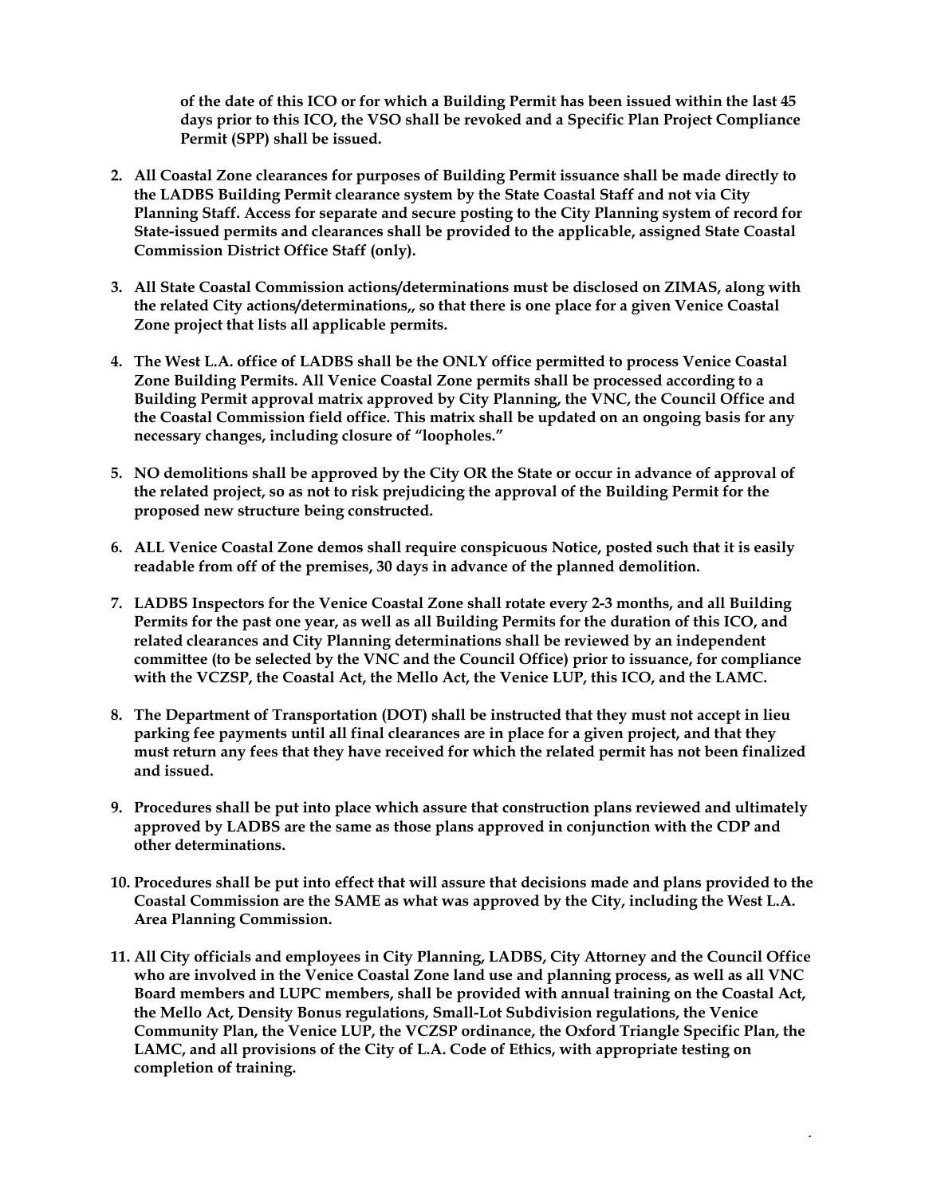**of the date of this ICO or for which a Building Permit has been issued within the last 45 days prior to this ICO, the VSO shall be revoked and a Specific Plan Project Compliance Permit (SPP) shall be issued.**

2. **All Coastal Zone clearances for purposes of Building Permit issuance shall be made directly to the LADBS Building Permit clearance system by the State Coastal Staff and not via City Planning Staff. Access for separate and secure posting to the City Planning system of record for State-issued permits and clearances shall be provided to the applicable, assigned State Coastal Commission District Office Staff (only).**

3. **All State Coastal Commission actions/determinations must be disclosed on ZIMAS, along with the related City actions/determinations,, so that there is one place for a given Venice Coastal Zone project that lists all applicable permits.**

4. **The West L.A. office of LADBS shall be the ONLY office permitted to process Venice Coastal Zone Building Permits. All Venice Coastal Zone permits shall be processed according to a Building Permit approval matrix approved by City Planning, the VNC, the Council Office and the Coastal Commission field office. This matrix shall be updated on an ongoing basis for any necessary changes, including closure of "loopholes."**

5. **NO demolitions shall be approved by the City OR the State or occur in advance of approval of the related project, so as not to risk prejudicing the approval of the Building Permit for the proposed new structure being constructed.**

6. **ALL Venice Coastal Zone demos shall require conspicuous Notice, posted such that it is easily readable from off of the premises, 30 days in advance of the planned demolition.**

7. **LADBS Inspectors for the Venice Coastal Zone shall rotate every 2-3 months, and all Building Permits for the past one year, as well as all Building Permits for the duration of this ICO, and related clearances and City Planning determinations shall be reviewed by an independent committee (to be selected by the VNC and the Council Office) prior to issuance, for compliance with the VCZSP, the Coastal Act, the Mello Act, the Venice LUP, this ICO, and the LAMC.**

8. **The Department of Transportation (DOT) shall be instructed that they must not accept in lieu parking fee payments until all final clearances are in place for a given project, and that they must return any fees that they have received for which the related permit has not been finalized and issued.**

9. **Procedures shall be put into place which assure that construction plans reviewed and ultimately approved by LADBS are the same as those plans approved in conjunction with the CDP and other determinations.**

10. **Procedures shall be put into effect that will assure that decisions made and plans provided to the Coastal Commission are the SAME as what was approved by the City, including the West L.A. Area Planning Commission.**

11. **All City officials and employees in City Planning, LADBS, City Attorney and the Council Office who are involved in the Venice Coastal Zone land use and planning process, as well as all VNC Board members and LUPC members, shall be provided with annual training on the Coastal Act, the Mello Act, Density Bonus regulations, Small-Lot Subdivision regulations, the Venice Community Plan, the Venice LUP, the VCZSP ordinance, the Oxford Triangle Specific Plan, the LAMC, and all provisions of the City of L.A. Code of Ethics, with appropriate testing on completion of training.**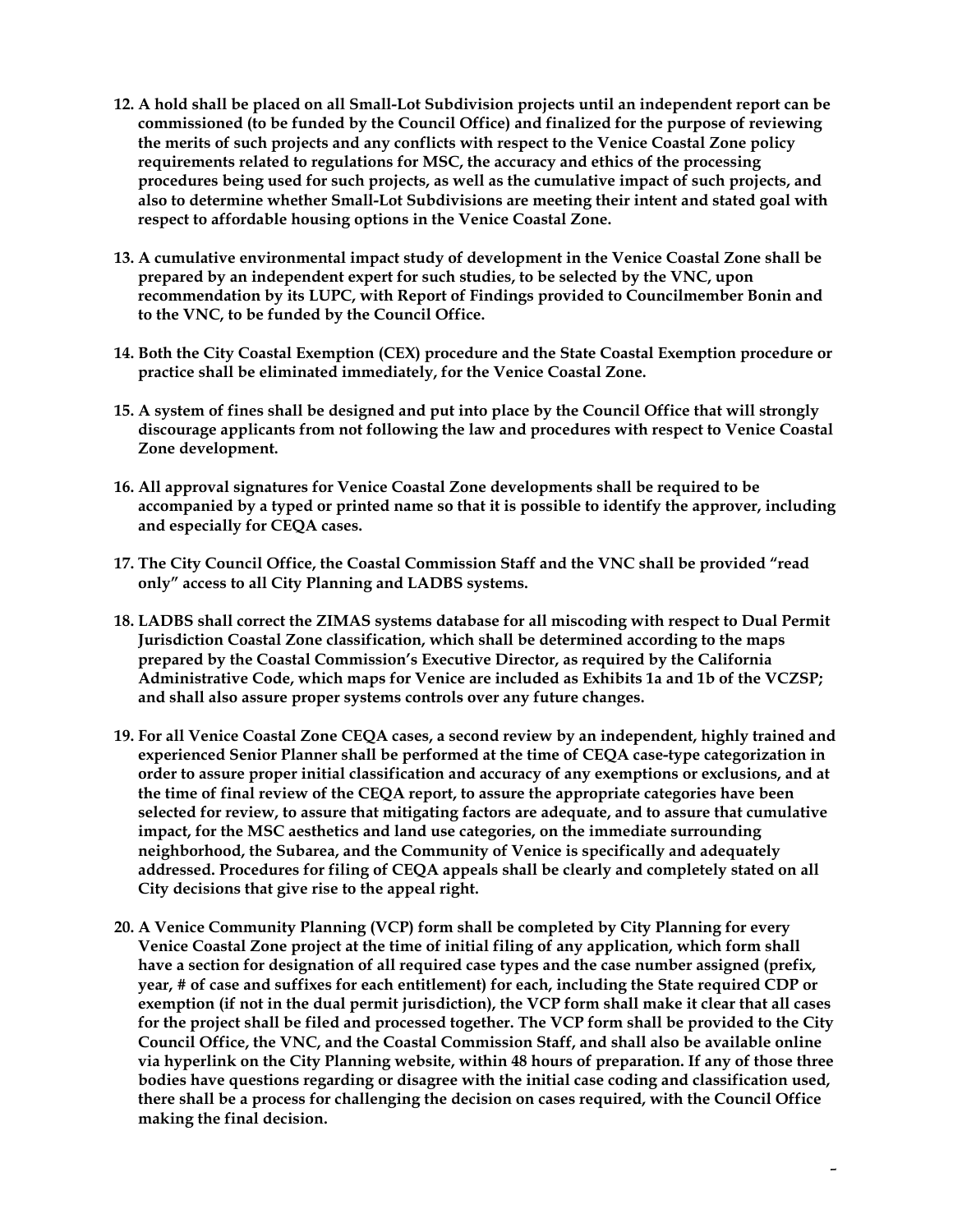**12. A hold shall be placed on all Small-Lot Subdivision projects until an independent report can be commissioned (to be funded by the Council Office) and finalized for the purpose of reviewing the merits of such projects and any conflicts with respect to the Venice Coastal Zone policy requirements related to regulations for MSC, the accuracy and ethics of the processing procedures being used for such projects, as well as the cumulative impact of such projects, and also to determine whether Small-Lot Subdivisions are meeting their intent and stated goal with respect to affordable housing options in the Venice Coastal Zone.**

**13. A cumulative environmental impact study of development in the Venice Coastal Zone shall be prepared by an independent expert for such studies, to be selected by the VNC, upon recommendation by its LUPC, with Report of Findings provided to Councilmember Bonin and to the VNC, to be funded by the Council Office.**

**14. Both the City Coastal Exemption (CEX) procedure and the State Coastal Exemption procedure or practice shall be eliminated immediately, for the Venice Coastal Zone.**

**15. A system of fines shall be designed and put into place by the Council Office that will strongly discourage applicants from not following the law and procedures with respect to Venice Coastal Zone development.**

**16. All approval signatures for Venice Coastal Zone developments shall be required to be accompanied by a typed or printed name so that it is possible to identify the approver, including and especially for CEQA cases.**

**17. The City Council Office, the Coastal Commission Staff and the VNC shall be provided "read only" access to all City Planning and LADBS systems.**

**18. LADBS shall correct the ZIMAS systems database for all miscoding with respect to Dual Permit Jurisdiction Coastal Zone classification, which shall be determined according to the maps prepared by the Coastal Commission's Executive Director, as required by the California Administrative Code, which maps for Venice are included as Exhibits 1a and 1b of the VCZSP; and shall also assure proper systems controls over any future changes.**

**19. For all Venice Coastal Zone CEQA cases, a second review by an independent, highly trained and experienced Senior Planner shall be performed at the time of CEQA case-type categorization in order to assure proper initial classification and accuracy of any exemptions or exclusions, and at the time of final review of the CEQA report, to assure the appropriate categories have been selected for review, to assure that mitigating factors are adequate, and to assure that cumulative impact, for the MSC aesthetics and land use categories, on the immediate surrounding neighborhood, the Subarea, and the Community of Venice is specifically and adequately addressed. Procedures for filing of CEQA appeals shall be clearly and completely stated on all City decisions that give rise to the appeal right.**

**20. A Venice Community Planning (VCP) form shall be completed by City Planning for every Venice Coastal Zone project at the time of initial filing of any application, which form shall have a section for designation of all required case types and the case number assigned (prefix, year, # of case and suffixes for each entitlement) for each, including the State required CDP or exemption (if not in the dual permit jurisdiction), the VCP form shall make it clear that all cases for the project shall be filed and processed together. The VCP form shall be provided to the City Council Office, the VNC, and the Coastal Commission Staff, and shall also be available online via hyperlink on the City Planning website, within 48 hours of preparation. If any of those three bodies have questions regarding or disagree with the initial case coding and classification used, there shall be a process for challenging the decision on cases required, with the Council Office making the final decision.**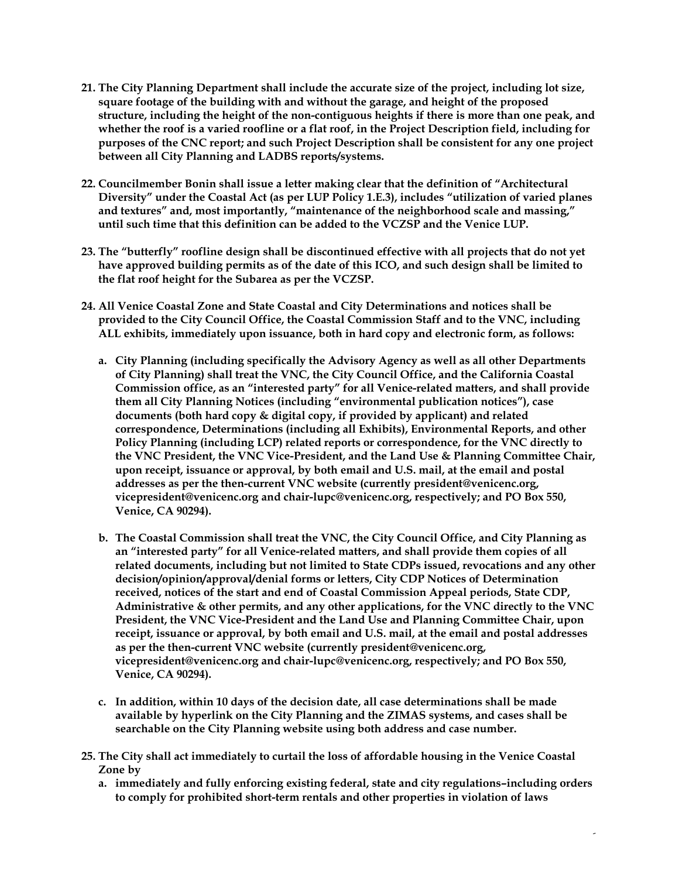**21. The City Planning Department shall include the accurate size of the project, including lot size, square footage of the building with and without the garage, and height of the proposed structure, including the height of the non-contiguous heights if there is more than one peak, and whether the roof is a varied roofline or a flat roof, in the Project Description field, including for purposes of the CNC report; and such Project Description shall be consistent for any one project between all City Planning and LADBS reports/systems.**

**22. Councilmember Bonin shall issue a letter making clear that the definition of "Architectural Diversity" under the Coastal Act (as per LUP Policy 1.E.3), includes "utilization of varied planes and textures" and, most importantly, "maintenance of the neighborhood scale and massing," until such time that this definition can be added to the VCZSP and the Venice LUP.**

**23. The "butterfly" roofline design shall be discontinued effective with all projects that do not yet have approved building permits as of the date of this ICO, and such design shall be limited to the flat roof height for the Subarea as per the VCZSP.**

**24. All Venice Coastal Zone and State Coastal and City Determinations and notices shall be provided to the City Council Office, the Coastal Commission Staff and to the VNC, including ALL exhibits, immediately upon issuance, both in hard copy and electronic form, as follows:**

   **a. City Planning (including specifically the Advisory Agency as well as all other Departments of City Planning) shall treat the VNC, the City Council Office, and the California Coastal Commission office, as an "interested party" for all Venice-related matters, and shall provide them all City Planning Notices (including "environmental publication notices"), case documents (both hard copy & digital copy, if provided by applicant) and related correspondence, Determinations (including all Exhibits), Environmental Reports, and other Policy Planning (including LCP) related reports or correspondence, for the VNC directly to the VNC President, the VNC Vice-President, and the Land Use & Planning Committee Chair, upon receipt, issuance or approval, by both email and U.S. mail, at the email and postal addresses as per the then-current VNC website (currently president@venicenc.org, vicepresident@venicenc.org and chair-lupc@venicenc.org, respectively; and PO Box 550, Venice, CA 90294).**

   **b. The Coastal Commission shall treat the VNC, the City Council Office, and City Planning as an "interested party" for all Venice-related matters, and shall provide them copies of all related documents, including but not limited to State CDPs issued, revocations and any other decision/opinion/approval/denial forms or letters, City CDP Notices of Determination received, notices of the start and end of Coastal Commission Appeal periods, State CDP, Administrative & other permits, and any other applications, for the VNC directly to the VNC President, the VNC Vice-President and the Land Use and Planning Committee Chair, upon receipt, issuance or approval, by both email and U.S. mail, at the email and postal addresses as per the then-current VNC website (currently president@venicenc.org, vicepresident@venicenc.org and chair-lupc@venicenc.org, respectively; and PO Box 550, Venice, CA 90294).**

   **c. In addition, within 10 days of the decision date, all case determinations shall be made available by hyperlink on the City Planning and the ZIMAS systems, and cases shall be searchable on the City Planning website using both address and case number.**

**25. The City shall act immediately to curtail the loss of affordable housing in the Venice Coastal Zone by**

   **a. immediately and fully enforcing existing federal, state and city regulations–including orders to comply for prohibited short-term rentals and other properties in violation of laws**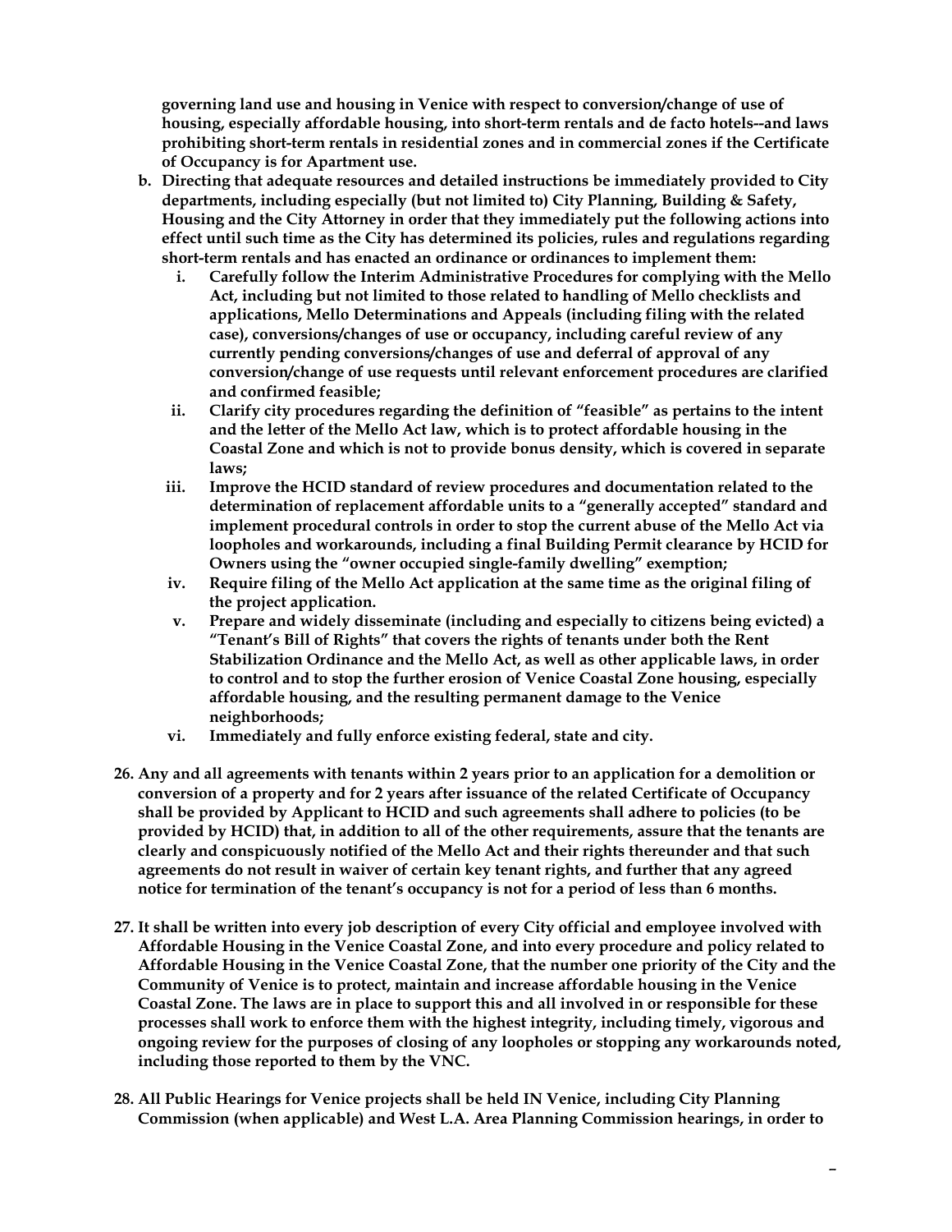**governing land use and housing in Venice with respect to conversion/change of use of housing, especially affordable housing, into short-term rentals and de facto hotels--and laws prohibiting short-term rentals in residential zones and in commercial zones if the Certificate of Occupancy is for Apartment use.**

b. **Directing that adequate resources and detailed instructions be immediately provided to City departments, including especially (but not limited to) City Planning, Building & Safety, Housing and the City Attorney in order that they immediately put the following actions into effect until such time as the City has determined its policies, rules and regulations regarding short-term rentals and has enacted an ordinance or ordinances to implement them:**
   i. **Carefully follow the Interim Administrative Procedures for complying with the Mello Act, including but not limited to those related to handling of Mello checklists and applications, Mello Determinations and Appeals (including filing with the related case), conversions/changes of use or occupancy, including careful review of any currently pending conversions/changes of use and deferral of approval of any conversion/change of use requests until relevant enforcement procedures are clarified and confirmed feasible;**
   ii. **Clarify city procedures regarding the definition of "feasible" as pertains to the intent and the letter of the Mello Act law, which is to protect affordable housing in the Coastal Zone and which is not to provide bonus density, which is covered in separate laws;**
   iii. **Improve the HCID standard of review procedures and documentation related to the determination of replacement affordable units to a "generally accepted" standard and implement procedural controls in order to stop the current abuse of the Mello Act via loopholes and workarounds, including a final Building Permit clearance by HCID for Owners using the "owner occupied single-family dwelling" exemption;**
   iv. **Require filing of the Mello Act application at the same time as the original filing of the project application.**
   v. **Prepare and widely disseminate (including and especially to citizens being evicted) a "Tenant's Bill of Rights" that covers the rights of tenants under both the Rent Stabilization Ordinance and the Mello Act, as well as other applicable laws, in order to control and to stop the further erosion of Venice Coastal Zone housing, especially affordable housing, and the resulting permanent damage to the Venice neighborhoods;**
   vi. **Immediately and fully enforce existing federal, state and city.**

26. **Any and all agreements with tenants within 2 years prior to an application for a demolition or conversion of a property and for 2 years after issuance of the related Certificate of Occupancy shall be provided by Applicant to HCID and such agreements shall adhere to policies (to be provided by HCID) that, in addition to all of the other requirements, assure that the tenants are clearly and conspicuously notified of the Mello Act and their rights thereunder and that such agreements do not result in waiver of certain key tenant rights, and further that any agreed notice for termination of the tenant's occupancy is not for a period of less than 6 months.**

27. **It shall be written into every job description of every City official and employee involved with Affordable Housing in the Venice Coastal Zone, and into every procedure and policy related to Affordable Housing in the Venice Coastal Zone, that the number one priority of the City and the Community of Venice is to protect, maintain and increase affordable housing in the Venice Coastal Zone. The laws are in place to support this and all involved in or responsible for these processes shall work to enforce them with the highest integrity, including timely, vigorous and ongoing review for the purposes of closing of any loopholes or stopping any workarounds noted, including those reported to them by the VNC.**

28. **All Public Hearings for Venice projects shall be held IN Venice, including City Planning Commission (when applicable) and West L.A. Area Planning Commission hearings, in order to**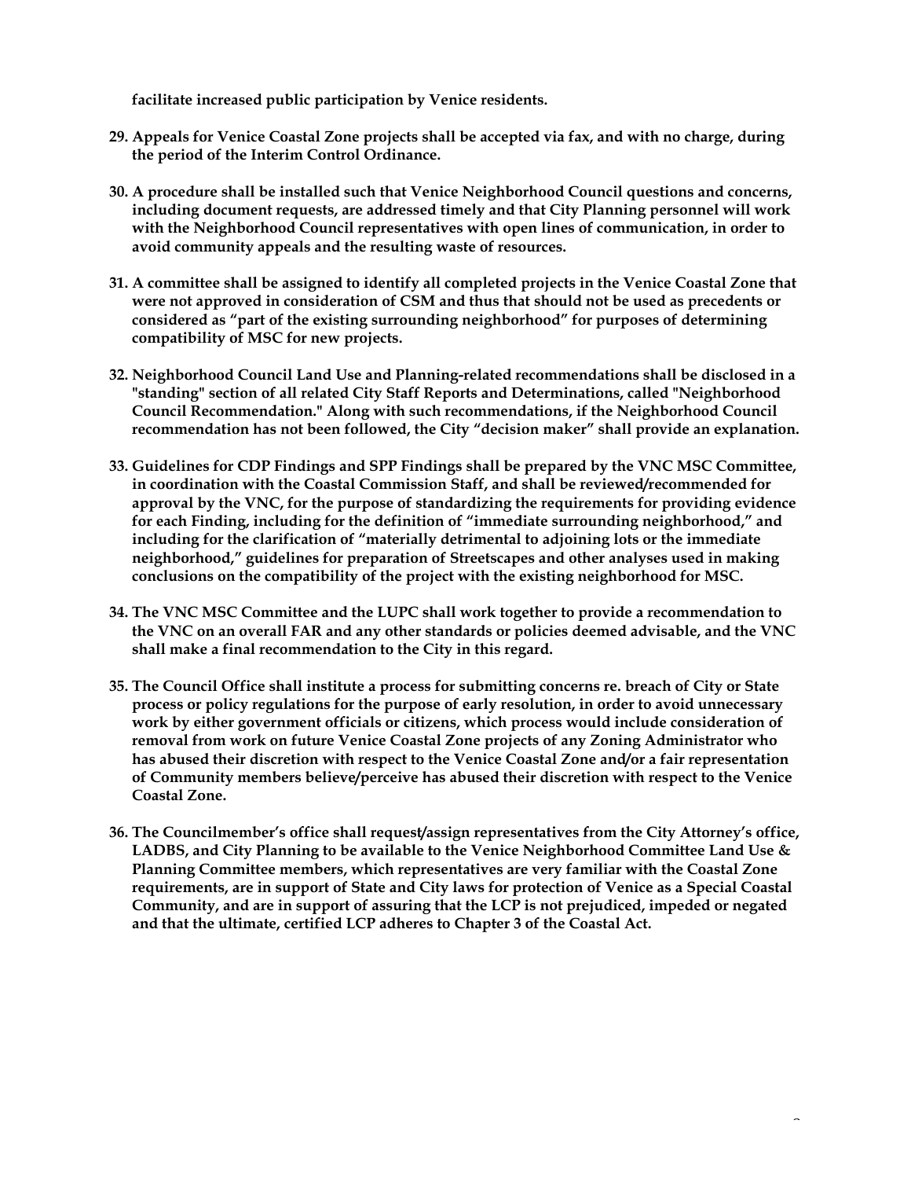**facilitate increased public participation by Venice residents.**

29. **Appeals for Venice Coastal Zone projects shall be accepted via fax, and with no charge, during the period of the Interim Control Ordinance.**

30. **A procedure shall be installed such that Venice Neighborhood Council questions and concerns, including document requests, are addressed timely and that City Planning personnel will work with the Neighborhood Council representatives with open lines of communication, in order to avoid community appeals and the resulting waste of resources.**

31. **A committee shall be assigned to identify all completed projects in the Venice Coastal Zone that were not approved in consideration of CSM and thus that should not be used as precedents or considered as "part of the existing surrounding neighborhood" for purposes of determining compatibility of MSC for new projects.**

32. **Neighborhood Council Land Use and Planning-related recommendations shall be disclosed in a "standing" section of all related City Staff Reports and Determinations, called "Neighborhood Council Recommendation." Along with such recommendations, if the Neighborhood Council recommendation has not been followed, the City "decision maker" shall provide an explanation.**

33. **Guidelines for CDP Findings and SPP Findings shall be prepared by the VNC MSC Committee, in coordination with the Coastal Commission Staff, and shall be reviewed/recommended for approval by the VNC, for the purpose of standardizing the requirements for providing evidence for each Finding, including for the definition of "immediate surrounding neighborhood," and including for the clarification of "materially detrimental to adjoining lots or the immediate neighborhood," guidelines for preparation of Streetscapes and other analyses used in making conclusions on the compatibility of the project with the existing neighborhood for MSC.**

34. **The VNC MSC Committee and the LUPC shall work together to provide a recommendation to the VNC on an overall FAR and any other standards or policies deemed advisable, and the VNC shall make a final recommendation to the City in this regard.**

35. **The Council Office shall institute a process for submitting concerns re. breach of City or State process or policy regulations for the purpose of early resolution, in order to avoid unnecessary work by either government officials or citizens, which process would include consideration of removal from work on future Venice Coastal Zone projects of any Zoning Administrator who has abused their discretion with respect to the Venice Coastal Zone and/or a fair representation of Community members believe/perceive has abused their discretion with respect to the Venice Coastal Zone.**

36. **The Councilmember's office shall request/assign representatives from the City Attorney's office, LADBS, and City Planning to be available to the Venice Neighborhood Committee Land Use & Planning Committee members, which representatives are very familiar with the Coastal Zone requirements, are in support of State and City laws for protection of Venice as a Special Coastal Community, and are in support of assuring that the LCP is not prejudiced, impeded or negated and that the ultimate, certified LCP adheres to Chapter 3 of the Coastal Act.**